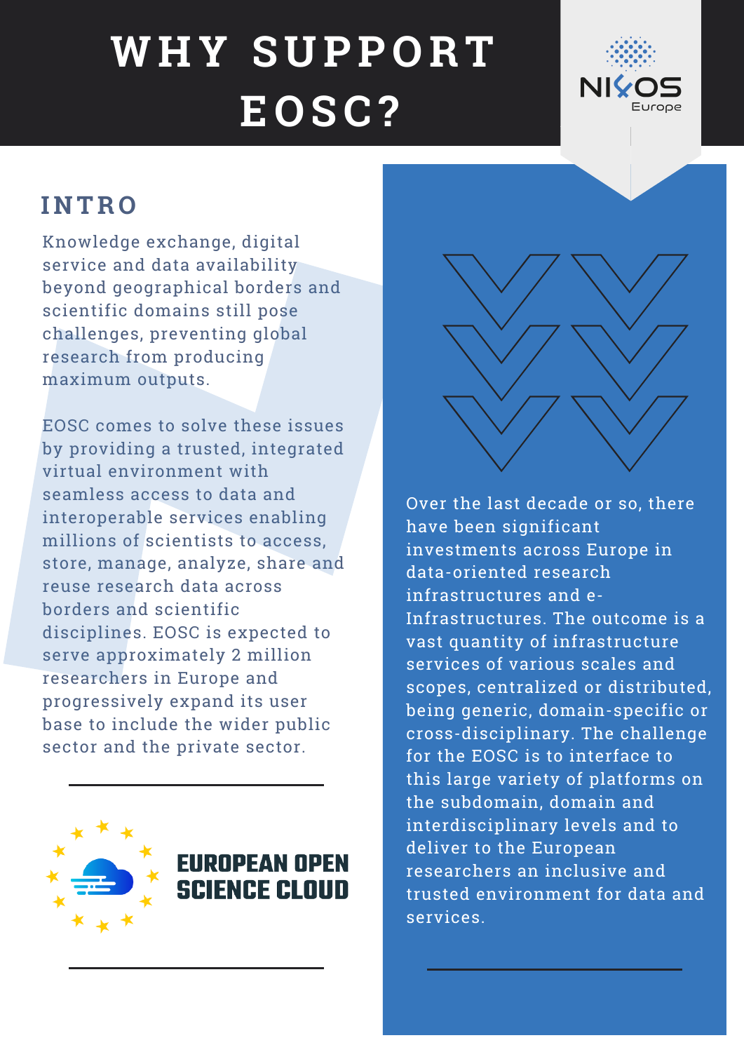# WHY SUPPORT EOSC?

NI4OS Europe

## INTRO

Knowledge exchange, digital service and data availability beyond geographical borders and scientific domains still pose challenges, preventing global research from producing maximum outputs.

EOSC comes to solve these issues by providing a trusted, integrated virtual environment with seamless access to data and interoperable services enabling millions of scientists to access, store, manage, analyze, share and reuse research data across borders and scientific disciplines. EOSC is expected to serve approximately 2 million researchers in Europe and progressively expand its user base to include the wider public sector and the private sector.

EUROPEAN OPEN SCIENCE CLOUD

Over the last decade or so, there have been significant investments across Europe in data-oriented research infrastructures and e-Infrastructures. The outcome is a vast quantity of infrastructure services of various scales and scopes, centralized or distributed, being generic, domain-specific or cross-disciplinary. The challenge for the EOSC is to interface to this large variety of platforms on the subdomain, domain and interdisciplinary levels and to deliver to the European researchers an inclusive and trusted environment for data and services.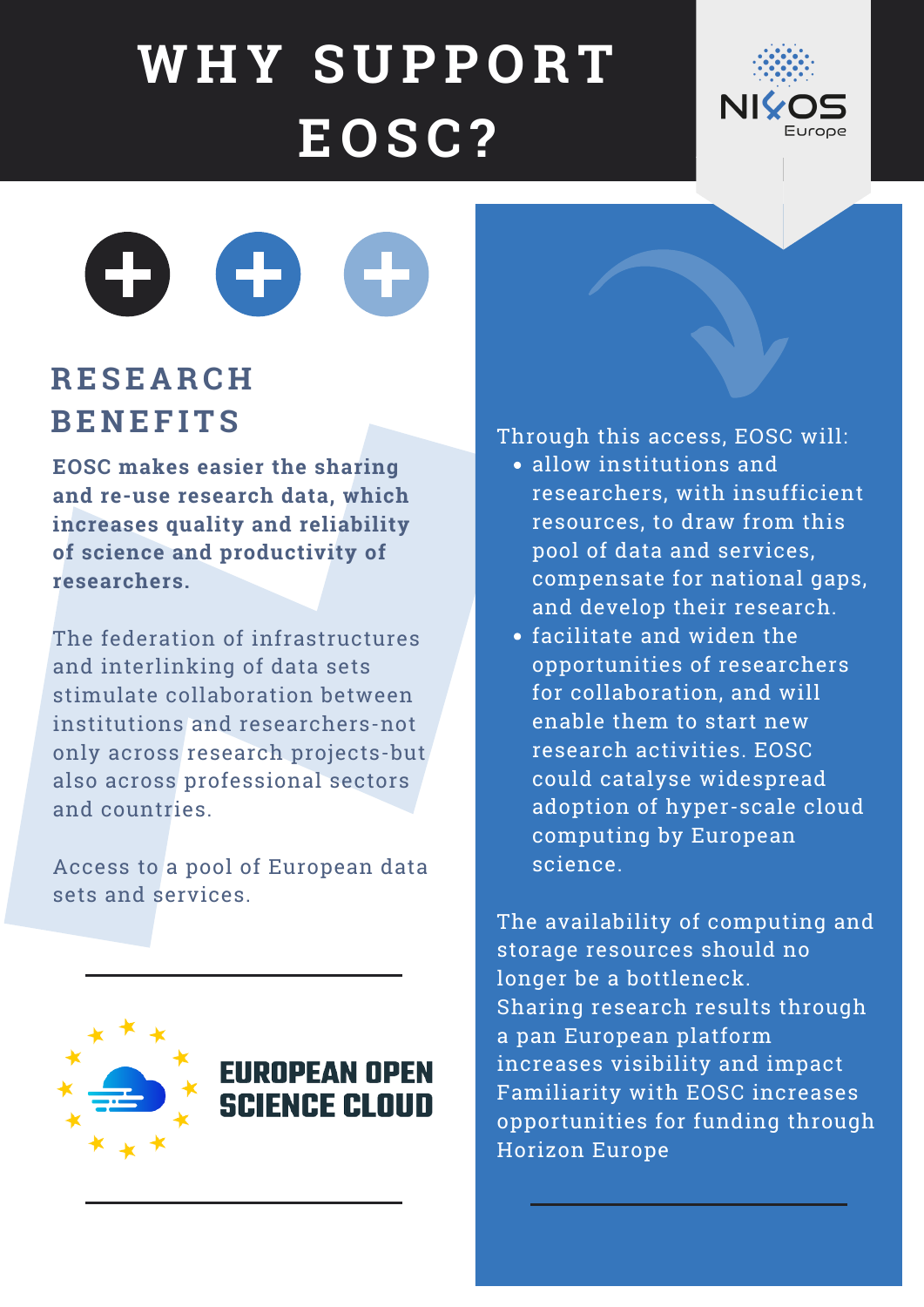# WHY SUPPORT EOSC?

NI℅OS Europe

## RESEARCH BENEFITS

**EOSC makes easier the sharing and re-use research data, which increases quality and reliability of science and productivity of researchers.**

The federation of infrastructures and interlinking of data sets stimulate collaboration between institutions and researchers-not only across research projects-but also across professional sectors and countries.

Access to a pool of European data sets and services.

Through this access, EOSC will:

- allow institutions and researchers, with insufficient resources, to draw from this pool of data and services, compensate for national gaps, and develop their research.
- facilitate and widen the opportunities of researchers for collaboration, and will enable them to start new research activities. EOSC could catalyse widespread adoption of hyper-scale cloud computing by European science.

The availability of computing and storage resources should no longer be a bottleneck.
Sharing research results through a pan European platform increases visibility and impact
Familiarity with EOSC increases opportunities for funding through Horizon Europe

EUROPEAN OPEN SCIENCE CLOUD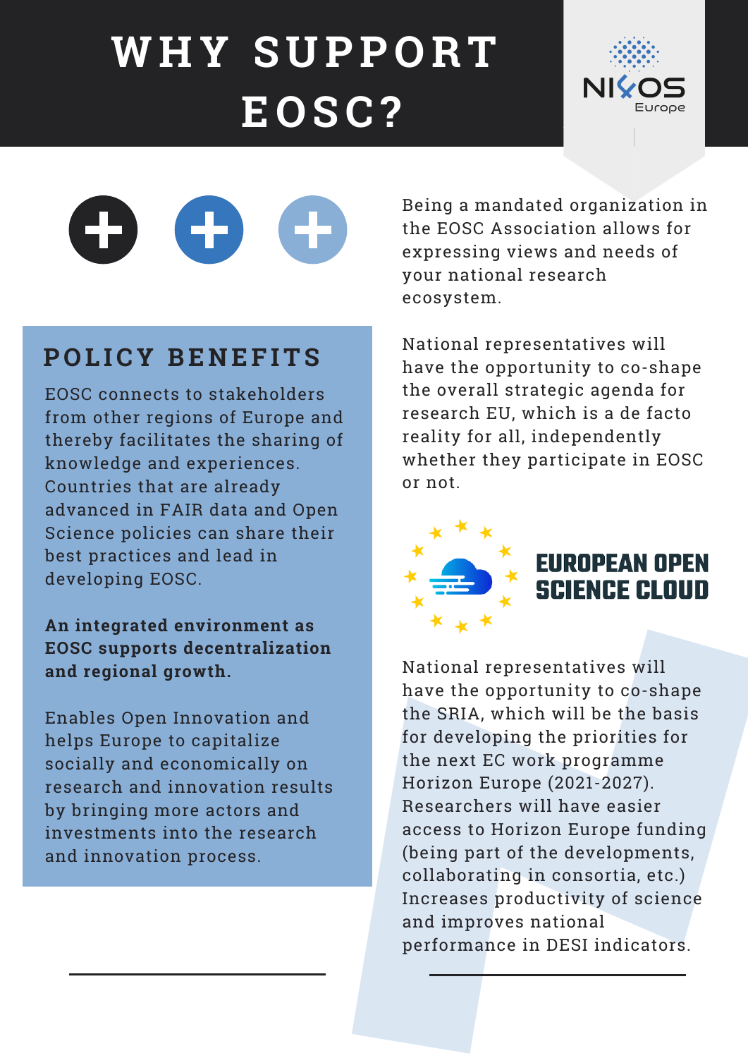# WHY SUPPORT EOSC?

NI OS Europe

## POLICY BENEFITS

EOSC connects to stakeholders from other regions of Europe and thereby facilitates the sharing of knowledge and experiences. Countries that are already advanced in FAIR data and Open Science policies can share their best practices and lead in developing EOSC.

**An integrated environment as EOSC supports decentralization and regional growth.**

Enables Open Innovation and helps Europe to capitalize socially and economically on research and innovation results by bringing more actors and investments into the research and innovation process.

Being a mandated organization in the EOSC Association allows for expressing views and needs of your national research ecosystem.

National representatives will have the opportunity to co-shape the overall strategic agenda for research EU, which is a de facto reality for all, independently whether they participate in EOSC or not.

EUROPEAN OPEN SCIENCE CLOUD

National representatives will have the opportunity to co-shape the SRIA, which will be the basis for developing the priorities for the next EC work programme Horizon Europe (2021-2027). Researchers will have easier access to Horizon Europe funding (being part of the developments, collaborating in consortia, etc.) Increases productivity of science and improves national performance in DESI indicators.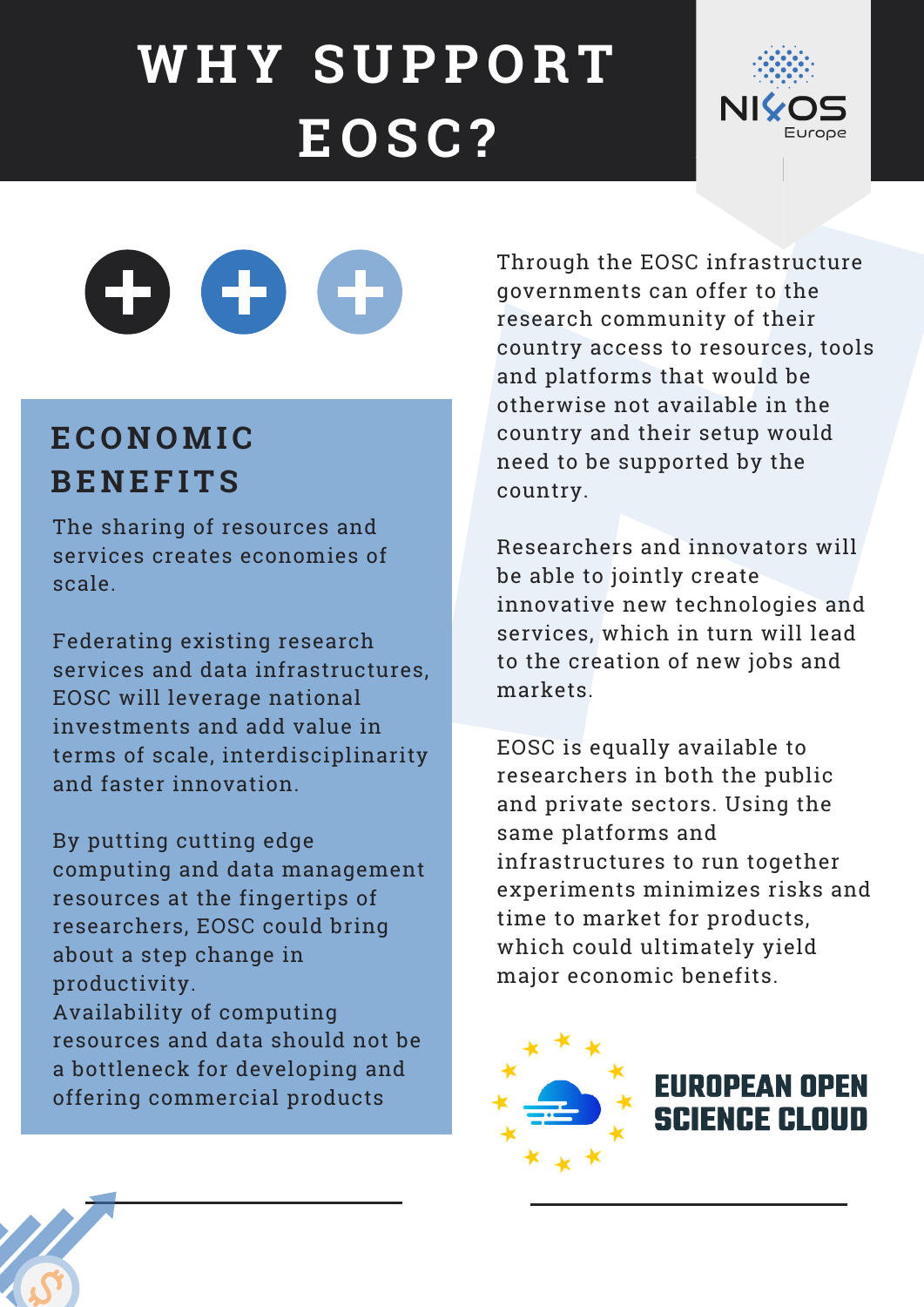# WHY SUPPORT EOSC?

NI4OS Europe

## ECONOMIC BENEFITS

The sharing of resources and services creates economies of scale.

Federating existing research services and data infrastructures, EOSC will leverage national investments and add value in terms of scale, interdisciplinarity and faster innovation.

By putting cutting edge computing and data management resources at the fingertips of researchers, EOSC could bring about a step change in productivity.
Availability of computing resources and data should not be a bottleneck for developing and offering commercial products

Through the EOSC infrastructure governments can offer to the research community of their country access to resources, tools and platforms that would be otherwise not available in the country and their setup would need to be supported by the country.

Researchers and innovators will be able to jointly create innovative new technologies and services, which in turn will lead to the creation of new jobs and markets.

EOSC is equally available to researchers in both the public and private sectors. Using the same platforms and infrastructures to run together experiments minimizes risks and time to market for products, which could ultimately yield major economic benefits.

EUROPEAN OPEN SCIENCE CLOUD